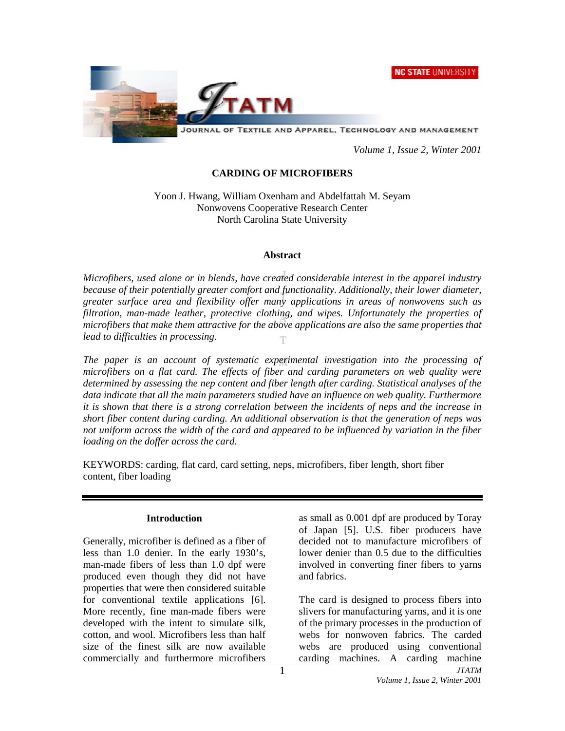# CARDING OF MICROFIBERS

Yoon J. Hwang, William Oxenham and Abdelfattah M. Seyam
Nonwovens Cooperative Research Center
North Carolina State University

## Abstract

*Microfibers, used alone or in blends, have created considerable interest in the apparel industry because of their potentially greater comfort and functionality. Additionally, their lower diameter, greater surface area and flexibility offer many applications in areas of nonwovens such as filtration, man-made leather, protective clothing, and wipes. Unfortunately the properties of microfibers that make them attractive for the above applications are also the same properties that lead to difficulties in processing.*

*The paper is an account of systematic experimental investigation into the processing of microfibers on a flat card. The effects of fiber and carding parameters on web quality were determined by assessing the nep content and fiber length after carding. Statistical analyses of the data indicate that all the main parameters studied have an influence on web quality. Furthermore it is shown that there is a strong correlation between the incidents of neps and the increase in short fiber content during carding. An additional observation is that the generation of neps was not uniform across the width of the card and appeared to be influenced by variation in the fiber loading on the doffer across the card.*

KEYWORDS: carding, flat card, card setting, neps, microfibers, fiber length, short fiber content, fiber loading

## Introduction

Generally, microfiber is defined as a fiber of less than 1.0 denier. In the early 1930's, man-made fibers of less than 1.0 dpf were produced even though they did not have properties that were then considered suitable for conventional textile applications [6]. More recently, fine man-made fibers were developed with the intent to simulate silk, cotton, and wool. Microfibers less than half size of the finest silk are now available commercially and furthermore microfibers as small as 0.001 dpf are produced by Toray of Japan [5]. U.S. fiber producers have decided not to manufacture microfibers of lower denier than 0.5 due to the difficulties involved in converting finer fibers to yarns and fabrics.

The card is designed to process fibers into slivers for manufacturing yarns, and it is one of the primary processes in the production of webs for nonwoven fabrics. The carded webs are produced using conventional carding machines. A carding machine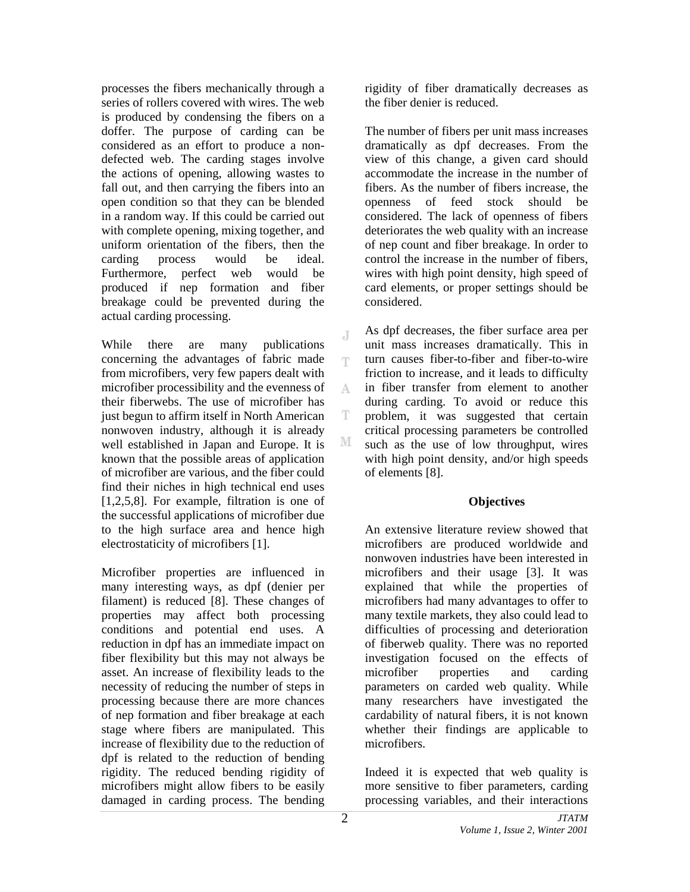processes the fibers mechanically through a series of rollers covered with wires. The web is produced by condensing the fibers on a doffer. The purpose of carding can be considered as an effort to produce a non-defected web. The carding stages involve the actions of opening, allowing wastes to fall out, and then carrying the fibers into an open condition so that they can be blended in a random way. If this could be carried out with complete opening, mixing together, and uniform orientation of the fibers, then the carding process would be ideal. Furthermore, perfect web would be produced if nep formation and fiber breakage could be prevented during the actual carding processing.

While there are many publications concerning the advantages of fabric made from microfibers, very few papers dealt with microfiber processibility and the evenness of their fiberwebs. The use of microfiber has just begun to affirm itself in North American nonwoven industry, although it is already well established in Japan and Europe. It is known that the possible areas of application of microfiber are various, and the fiber could find their niches in high technical end uses [1,2,5,8]. For example, filtration is one of the successful applications of microfiber due to the high surface area and hence high electrostaticity of microfibers [1].

Microfiber properties are influenced in many interesting ways, as dpf (denier per filament) is reduced [8]. These changes of properties may affect both processing conditions and potential end uses. A reduction in dpf has an immediate impact on fiber flexibility but this may not always be asset. An increase of flexibility leads to the necessity of reducing the number of steps in processing because there are more chances of nep formation and fiber breakage at each stage where fibers are manipulated. This increase of flexibility due to the reduction of dpf is related to the reduction of bending rigidity. The reduced bending rigidity of microfibers might allow fibers to be easily damaged in carding process. The bending rigidity of fiber dramatically decreases as the fiber denier is reduced.

The number of fibers per unit mass increases dramatically as dpf decreases. From the view of this change, a given card should accommodate the increase in the number of fibers. As the number of fibers increase, the openness of feed stock should be considered. The lack of openness of fibers deteriorates the web quality with an increase of nep count and fiber breakage. In order to control the increase in the number of fibers, wires with high point density, high speed of card elements, or proper settings should be considered.

As dpf decreases, the fiber surface area per unit mass increases dramatically. This in turn causes fiber-to-fiber and fiber-to-wire friction to increase, and it leads to difficulty in fiber transfer from element to another during carding. To avoid or reduce this problem, it was suggested that certain critical processing parameters be controlled such as the use of low throughput, wires with high point density, and/or high speeds of elements [8].

## Objectives

An extensive literature review showed that microfibers are produced worldwide and nonwoven industries have been interested in microfibers and their usage [3]. It was explained that while the properties of microfibers had many advantages to offer to many textile markets, they also could lead to difficulties of processing and deterioration of fiberweb quality. There was no reported investigation focused on the effects of microfiber properties and carding parameters on carded web quality. While many researchers have investigated the cardability of natural fibers, it is not known whether their findings are applicable to microfibers.

Indeed it is expected that web quality is more sensitive to fiber parameters, carding processing variables, and their interactions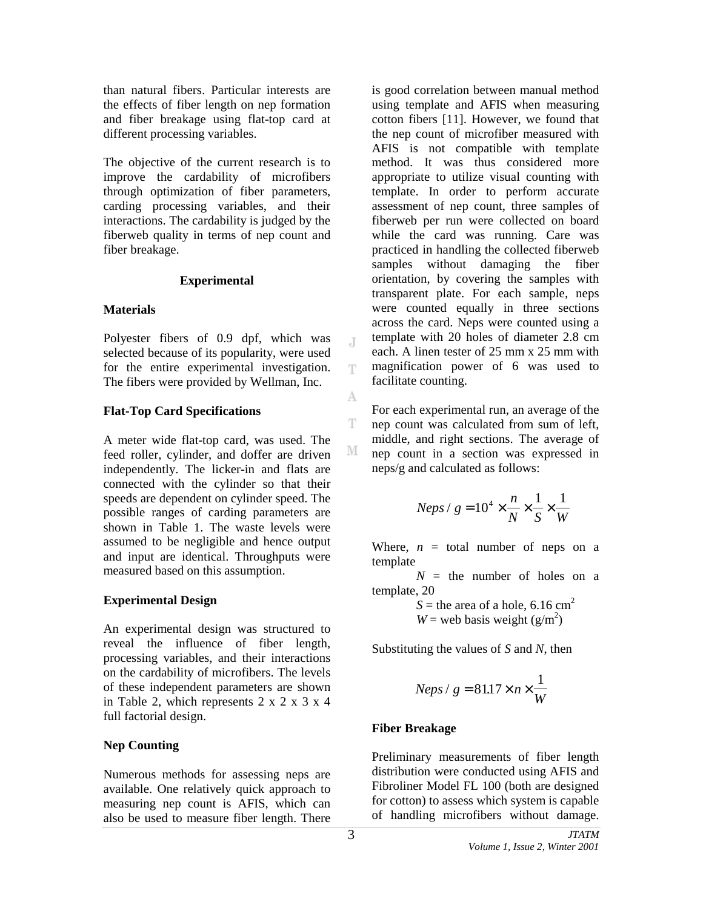than natural fibers. Particular interests are the effects of fiber length on nep formation and fiber breakage using flat-top card at different processing variables.

The objective of the current research is to improve the cardability of microfibers through optimization of fiber parameters, carding processing variables, and their interactions. The cardability is judged by the fiberweb quality in terms of nep count and fiber breakage.

## Experimental

### Materials

Polyester fibers of 0.9 dpf, which was selected because of its popularity, were used for the entire experimental investigation. The fibers were provided by Wellman, Inc.

### Flat-Top Card Specifications

A meter wide flat-top card, was used. The feed roller, cylinder, and doffer are driven independently. The licker-in and flats are connected with the cylinder so that their speeds are dependent on cylinder speed. The possible ranges of carding parameters are shown in Table 1. The waste levels were assumed to be negligible and hence output and input are identical. Throughputs were measured based on this assumption.

### Experimental Design

An experimental design was structured to reveal the influence of fiber length, processing variables, and their interactions on the cardability of microfibers. The levels of these independent parameters are shown in Table 2, which represents 2 x 2 x 3 x 4 full factorial design.

### Nep Counting

Numerous methods for assessing neps are available. One relatively quick approach to measuring nep count is AFIS, which can also be used to measure fiber length. There is good correlation between manual method using template and AFIS when measuring cotton fibers [11]. However, we found that the nep count of microfiber measured with AFIS is not compatible with template method. It was thus considered more appropriate to utilize visual counting with template. In order to perform accurate assessment of nep count, three samples of fiberweb per run were collected on board while the card was running. Care was practiced in handling the collected fiberweb samples without damaging the fiber orientation, by covering the samples with transparent plate. For each sample, neps were counted equally in three sections across the card. Neps were counted using a template with 20 holes of diameter 2.8 cm each. A linen tester of 25 mm x 25 mm with magnification power of 6 was used to facilitate counting.

For each experimental run, an average of the nep count was calculated from sum of left, middle, and right sections. The average of nep count in a section was expressed in neps/g and calculated as follows:

$$Neps/g = 10^4 \times \frac{n}{N} \times \frac{1}{S} \times \frac{1}{W}$$

Where, $n$ = total number of neps on a template

$N$ = the number of holes on a template, 20

$S$ = the area of a hole, 6.16 cm$^2$

$W$ = web basis weight (g/m$^2$)

Substituting the values of $S$ and $N$, then

$$Neps/g = 81.17 \times n \times \frac{1}{W}$$

### Fiber Breakage

Preliminary measurements of fiber length distribution were conducted using AFIS and Fibroliner Model FL 100 (both are designed for cotton) to assess which system is capable of handling microfibers without damage.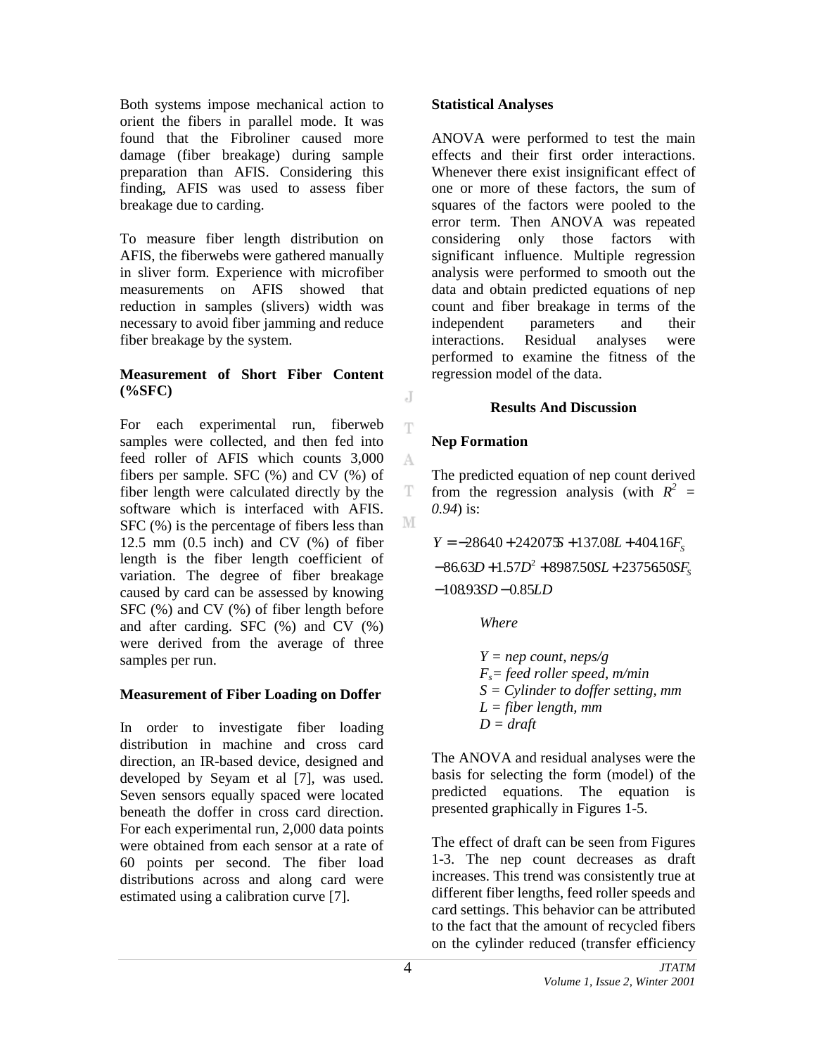Both systems impose mechanical action to orient the fibers in parallel mode. It was found that the Fibroliner caused more damage (fiber breakage) during sample preparation than AFIS. Considering this finding, AFIS was used to assess fiber breakage due to carding.

To measure fiber length distribution on AFIS, the fiberwebs were gathered manually in sliver form. Experience with microfiber measurements on AFIS showed that reduction in samples (slivers) width was necessary to avoid fiber jamming and reduce fiber breakage by the system.

### Measurement of Short Fiber Content (%SFC)

For each experimental run, fiberweb samples were collected, and then fed into feed roller of AFIS which counts 3,000 fibers per sample. SFC (%) and CV (%) of fiber length were calculated directly by the software which is interfaced with AFIS. SFC (%) is the percentage of fibers less than 12.5 mm (0.5 inch) and CV (%) of fiber length is the fiber length coefficient of variation. The degree of fiber breakage caused by card can be assessed by knowing SFC (%) and CV (%) of fiber length before and after carding. SFC (%) and CV (%) were derived from the average of three samples per run.

### Measurement of Fiber Loading on Doffer

In order to investigate fiber loading distribution in machine and cross card direction, an IR-based device, designed and developed by Seyam et al [7], was used. Seven sensors equally spaced were located beneath the doffer in cross card direction. For each experimental run, 2,000 data points were obtained from each sensor at a rate of 60 points per second. The fiber load distributions across and along card were estimated using a calibration curve [7].

### Statistical Analyses

ANOVA were performed to test the main effects and their first order interactions. Whenever there exist insignificant effect of one or more of these factors, the sum of squares of the factors were pooled to the error term. Then ANOVA was repeated considering only those factors with significant influence. Multiple regression analysis were performed to smooth out the data and obtain predicted equations of nep count and fiber breakage in terms of the independent parameters and their interactions. Residual analyses were performed to examine the fitness of the regression model of the data.

## Results And Discussion

### Nep Formation

The predicted equation of nep count derived from the regression analysis (with $R^2 = 0.94$) is:

$$
\begin{aligned}
Y = & -2864.0 + 2420.75S + 137.08L + 404.16F_S \\
& - 86.63D + 1.57D^2 + 8987.50SL + 23756.50SF_S \\
& - 108.93SD - 0.85LD
\end{aligned}
$$

*Where*

*$Y$ = nep count, neps/g*
*$F_s$ = feed roller speed, m/min*
*$S$ = Cylinder to doffer setting, mm*
*$L$ = fiber length, mm*
*$D$ = draft*

The ANOVA and residual analyses were the basis for selecting the form (model) of the predicted equations. The equation is presented graphically in Figures 1-5.

The effect of draft can be seen from Figures 1-3. The nep count decreases as draft increases. This trend was consistently true at different fiber lengths, feed roller speeds and card settings. This behavior can be attributed to the fact that the amount of recycled fibers on the cylinder reduced (transfer efficiency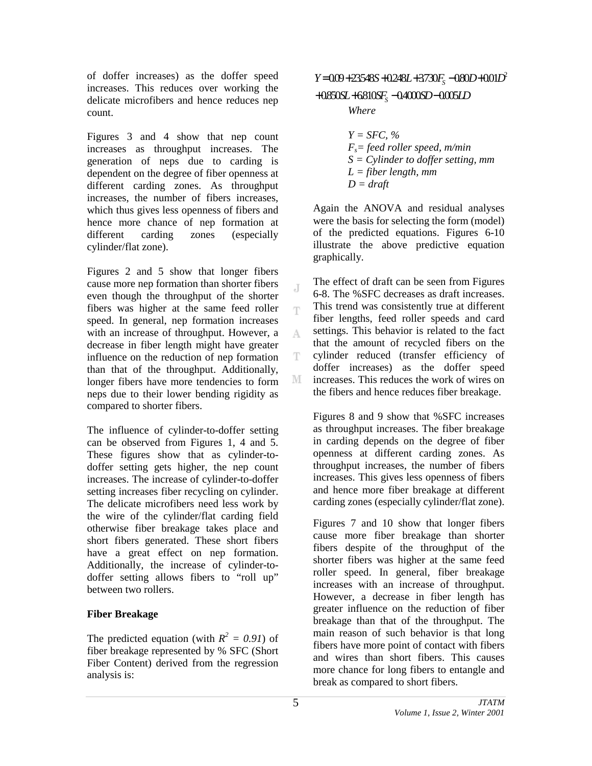of doffer increases) as the doffer speed increases. This reduces over working the delicate microfibers and hence reduces nep count.

Figures 3 and 4 show that nep count increases as throughput increases. The generation of neps due to carding is dependent on the degree of fiber openness at different carding zones. As throughput increases, the number of fibers increases, which thus gives less openness of fibers and hence more chance of nep formation at different carding zones (especially cylinder/flat zone).

Figures 2 and 5 show that longer fibers cause more nep formation than shorter fibers even though the throughput of the shorter fibers was higher at the same feed roller speed. In general, nep formation increases with an increase of throughput. However, a decrease in fiber length might have greater influence on the reduction of nep formation than that of the throughput. Additionally, longer fibers have more tendencies to form neps due to their lower bending rigidity as compared to shorter fibers.

The influence of cylinder-to-doffer setting can be observed from Figures 1, 4 and 5. These figures show that as cylinder-to-doffer setting gets higher, the nep count increases. The increase of cylinder-to-doffer setting increases fiber recycling on cylinder. The delicate microfibers need less work by the wire of the cylinder/flat carding field otherwise fiber breakage takes place and short fibers generated. These short fibers have a great effect on nep formation. Additionally, the increase of cylinder-to-doffer setting allows fibers to "roll up" between two rollers.

**Fiber Breakage**

The predicted equation (with $R^2 = 0.91$) of fiber breakage represented by % SFC (Short Fiber Content) derived from the regression analysis is:

$$Y = 0.09 + 23.548S + 0.248L + 3.730F_S - 0.80D + 0.01D^2$$
$$+ 0.850SL + 6.810SF_S - 0.4000SD - 0.005LD$$

*Where*

*Y = SFC, %*
*$F_s$= feed roller speed, m/min*
*S = Cylinder to doffer setting, mm*
*L = fiber length, mm*
*D = draft*

Again the ANOVA and residual analyses were the basis for selecting the form (model) of the predicted equations. Figures 6-10 illustrate the above predictive equation graphically.

The effect of draft can be seen from Figures 6-8. The %SFC decreases as draft increases. This trend was consistently true at different fiber lengths, feed roller speeds and card settings. This behavior is related to the fact that the amount of recycled fibers on the cylinder reduced (transfer efficiency of doffer increases) as the doffer speed increases. This reduces the work of wires on the fibers and hence reduces fiber breakage.

Figures 8 and 9 show that %SFC increases as throughput increases. The fiber breakage in carding depends on the degree of fiber openness at different carding zones. As throughput increases, the number of fibers increases. This gives less openness of fibers and hence more fiber breakage at different carding zones (especially cylinder/flat zone).

Figures 7 and 10 show that longer fibers cause more fiber breakage than shorter fibers despite of the throughput of the shorter fibers was higher at the same feed roller speed. In general, fiber breakage increases with an increase of throughput. However, a decrease in fiber length has greater influence on the reduction of fiber breakage than that of the throughput. The main reason of such behavior is that long fibers have more point of contact with fibers and wires than short fibers. This causes more chance for long fibers to entangle and break as compared to short fibers.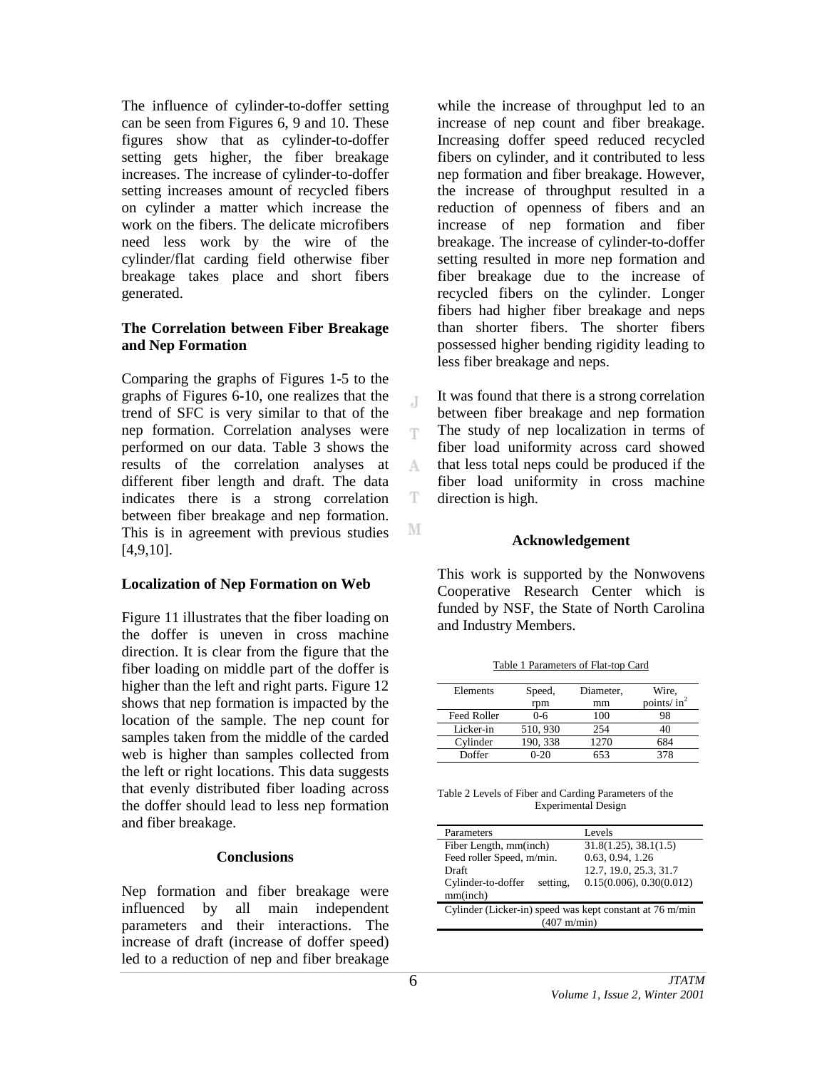The influence of cylinder-to-doffer setting can be seen from Figures 6, 9 and 10. These figures show that as cylinder-to-doffer setting gets higher, the fiber breakage increases. The increase of cylinder-to-doffer setting increases amount of recycled fibers on cylinder a matter which increase the work on the fibers. The delicate microfibers need less work by the wire of the cylinder/flat carding field otherwise fiber breakage takes place and short fibers generated.

### The Correlation between Fiber Breakage and Nep Formation

Comparing the graphs of Figures 1-5 to the graphs of Figures 6-10, one realizes that the trend of SFC is very similar to that of the nep formation. Correlation analyses were performed on our data. Table 3 shows the results of the correlation analyses at different fiber length and draft. The data indicates there is a strong correlation between fiber breakage and nep formation. This is in agreement with previous studies [4,9,10].

### Localization of Nep Formation on Web

Figure 11 illustrates that the fiber loading on the doffer is uneven in cross machine direction. It is clear from the figure that the fiber loading on middle part of the doffer is higher than the left and right parts. Figure 12 shows that nep formation is impacted by the location of the sample. The nep count for samples taken from the middle of the carded web is higher than samples collected from the left or right locations. This data suggests that evenly distributed fiber loading across the doffer should lead to less nep formation and fiber breakage.

## Conclusions

Nep formation and fiber breakage were influenced by all main independent parameters and their interactions. The increase of draft (increase of doffer speed) led to a reduction of nep and fiber breakage while the increase of throughput led to an increase of nep count and fiber breakage. Increasing doffer speed reduced recycled fibers on cylinder, and it contributed to less nep formation and fiber breakage. However, the increase of throughput resulted in a reduction of openness of fibers and an increase of nep formation and fiber breakage. The increase of cylinder-to-doffer setting resulted in more nep formation and fiber breakage due to the increase of recycled fibers on the cylinder. Longer fibers had higher fiber breakage and neps than shorter fibers. The shorter fibers possessed higher bending rigidity leading to less fiber breakage and neps.

It was found that there is a strong correlation between fiber breakage and nep formation The study of nep localization in terms of fiber load uniformity across card showed that less total neps could be produced if the fiber load uniformity in cross machine direction is high.

## Acknowledgement

This work is supported by the Nonwovens Cooperative Research Center which is funded by NSF, the State of North Carolina and Industry Members.

Table 1 Parameters of Flat-top Card

| Elements | Speed, rpm | Diameter, mm | Wire, points/ $in^2$ |
|---|---|---|---|
| Feed Roller | 0-6 | 100 | 98 |
| Licker-in | 510, 930 | 254 | 40 |
| Cylinder | 190, 338 | 1270 | 684 |
| Doffer | 0-20 | 653 | 378 |

Table 2 Levels of Fiber and Carding Parameters of the Experimental Design

| Parameters | Levels |
|---|---|
| Fiber Length, mm(inch) | 31.8(1.25), 38.1(1.5) |
| Feed roller Speed, m/min. | 0.63, 0.94, 1.26 |
| Draft | 12.7, 19.0, 25.3, 31.7 |
| Cylinder-to-doffer setting, mm(inch) | 0.15(0.006), 0.30(0.012) |
| Cylinder (Licker-in) speed was kept constant at 76 m/min (407 m/min) | |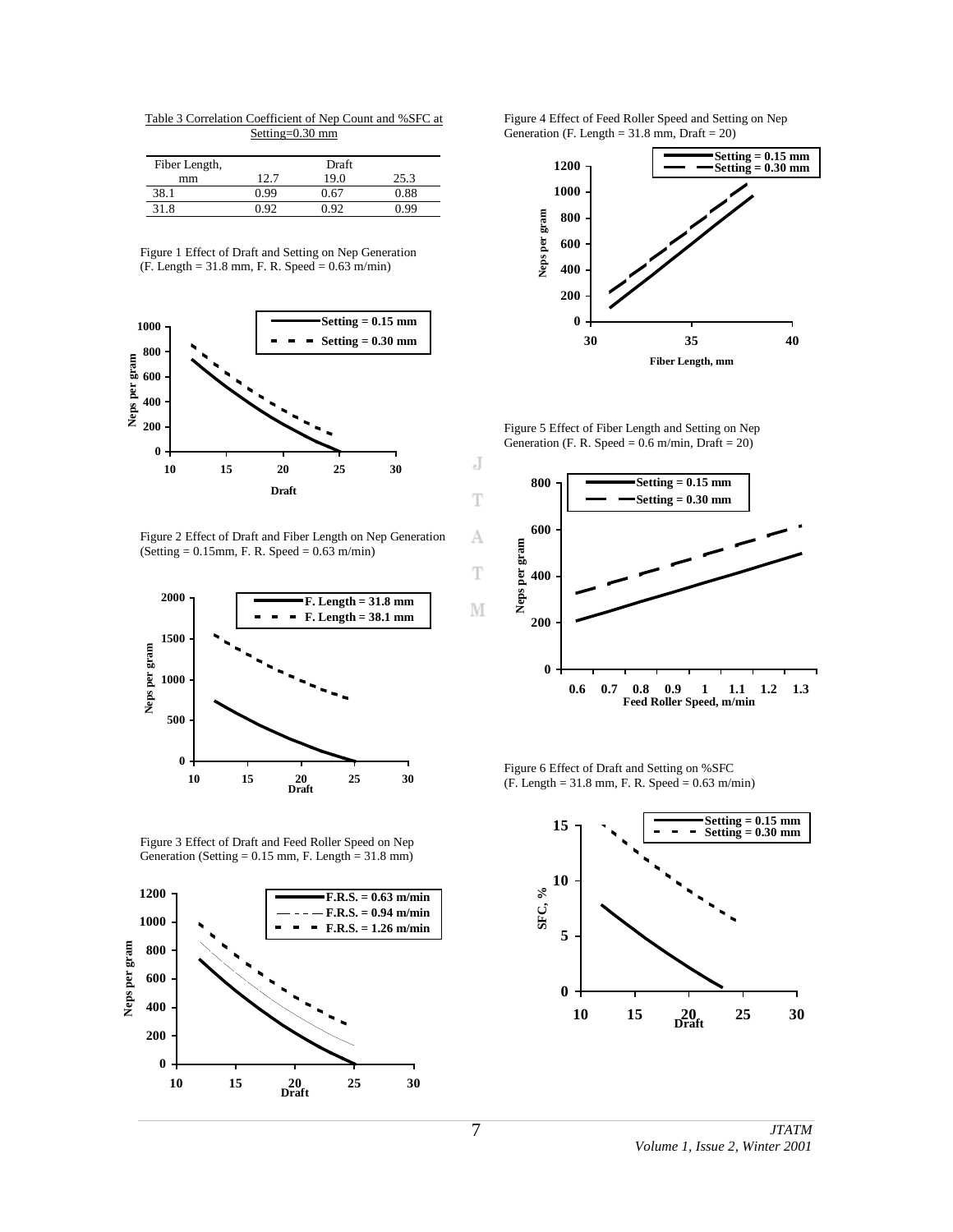Table 3 Correlation Coefficient of Nep Count and %SFC at Setting=0.30 mm

| Fiber Length, mm | Draft 12.7 | 19.0 | 25.3 |
|---|---|---|---|
| 38.1 | 0.99 | 0.67 | 0.88 |
| 31.8 | 0.92 | 0.92 | 0.99 |

Figure 1 Effect of Draft and Setting on Nep Generation (F. Length = 31.8 mm, F. R. Speed = 0.63 m/min)

Figure 2 Effect of Draft and Fiber Length on Nep Generation (Setting = 0.15mm, F. R. Speed = 0.63 m/min)

Figure 3 Effect of Draft and Feed Roller Speed on Nep Generation (Setting = 0.15 mm, F. Length = 31.8 mm)

Figure 4 Effect of Feed Roller Speed and Setting on Nep Generation (F. Length = 31.8 mm, Draft = 20)

Figure 5 Effect of Fiber Length and Setting on Nep Generation (F. R. Speed = 0.6 m/min, Draft = 20)

Figure 6 Effect of Draft and Setting on %SFC (F. Length = 31.8 mm, F. R. Speed = 0.63 m/min)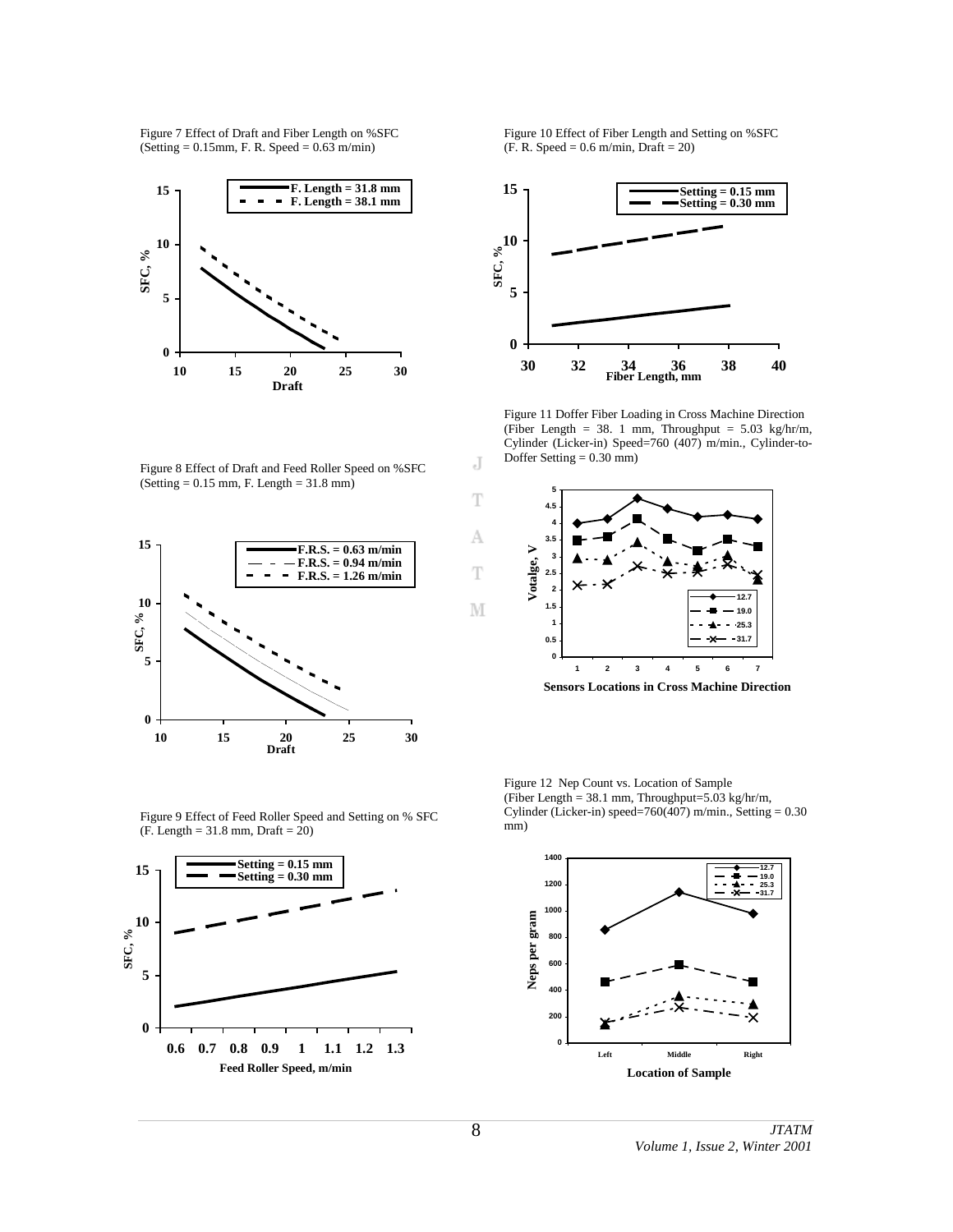Figure 7 Effect of Draft and Fiber Length on %SFC (Setting = 0.15mm, F. R. Speed = 0.63 m/min)

Figure 8 Effect of Draft and Feed Roller Speed on %SFC (Setting = 0.15 mm, F. Length = 31.8 mm)

Figure 9 Effect of Feed Roller Speed and Setting on % SFC (F. Length = 31.8 mm, Draft = 20)

Figure 10 Effect of Fiber Length and Setting on %SFC (F. R. Speed = 0.6 m/min, Draft = 20)

Figure 11 Doffer Fiber Loading in Cross Machine Direction (Fiber Length = 38. 1 mm, Throughput = 5.03 kg/hr/m, Cylinder (Licker-in) Speed=760 (407) m/min., Cylinder-to-Doffer Setting = 0.30 mm)

Figure 12 Nep Count vs. Location of Sample (Fiber Length = 38.1 mm, Throughput=5.03 kg/hr/m, Cylinder (Licker-in) speed=760(407) m/min., Setting = 0.30 mm)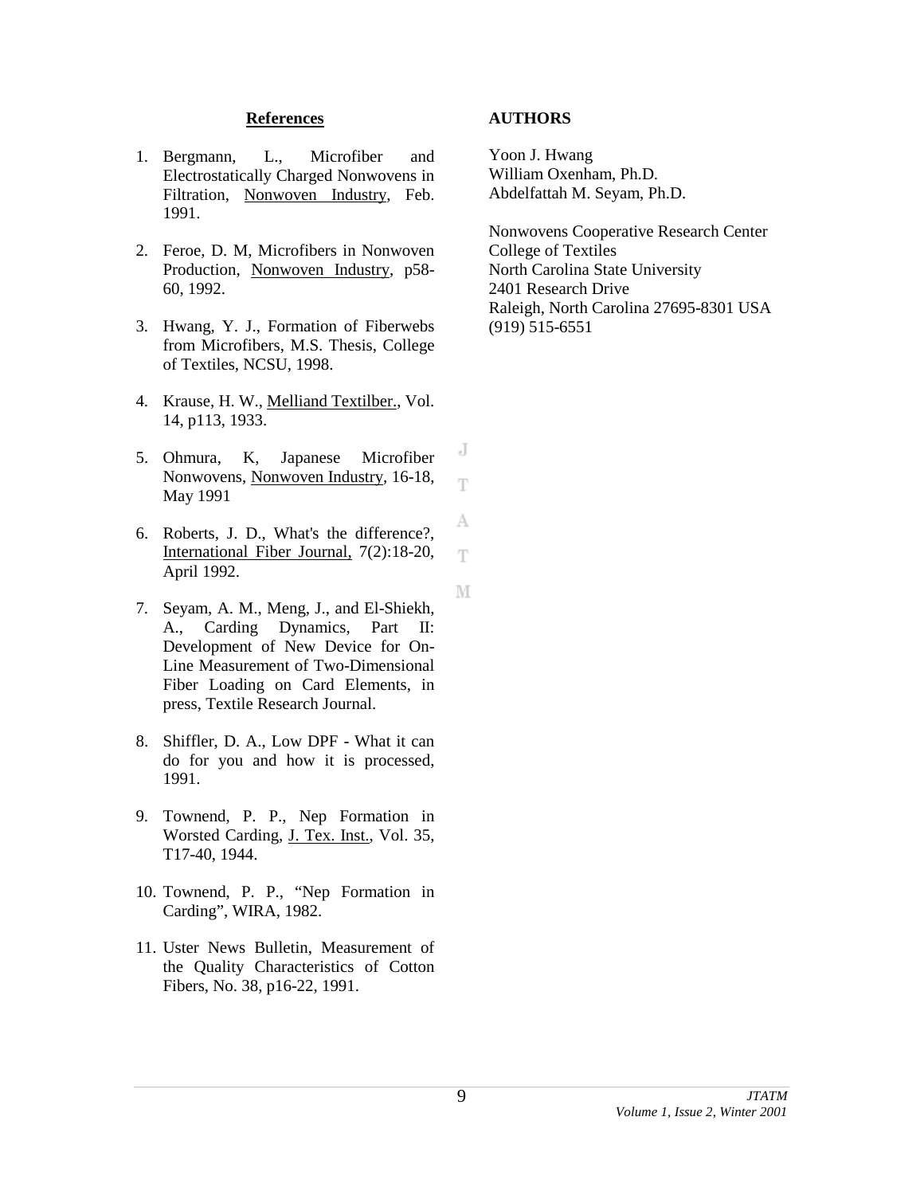## References

1. Bergmann, L., Microfiber and Electrostatically Charged Nonwovens in Filtration, Nonwoven Industry, Feb. 1991.

2. Feroe, D. M, Microfibers in Nonwoven Production, Nonwoven Industry, p58-60, 1992.

3. Hwang, Y. J., Formation of Fiberwebs from Microfibers, M.S. Thesis, College of Textiles, NCSU, 1998.

4. Krause, H. W., Melliand Textilber., Vol. 14, p113, 1933.

5. Ohmura, K, Japanese Microfiber Nonwovens, Nonwoven Industry, 16-18, May 1991

6. Roberts, J. D., What's the difference?, International Fiber Journal, 7(2):18-20, April 1992.

7. Seyam, A. M., Meng, J., and El-Shiekh, A., Carding Dynamics, Part II: Development of New Device for On-Line Measurement of Two-Dimensional Fiber Loading on Card Elements, in press, Textile Research Journal.

8. Shiffler, D. A., Low DPF - What it can do for you and how it is processed, 1991.

9. Townend, P. P., Nep Formation in Worsted Carding, J. Tex. Inst., Vol. 35, T17-40, 1944.

10. Townend, P. P., “Nep Formation in Carding”, WIRA, 1982.

11. Uster News Bulletin, Measurement of the Quality Characteristics of Cotton Fibers, No. 38, p16-22, 1991.

## AUTHORS

Yoon J. Hwang
William Oxenham, Ph.D.
Abdelfattah M. Seyam, Ph.D.

Nonwovens Cooperative Research Center
College of Textiles
North Carolina State University
2401 Research Drive
Raleigh, North Carolina 27695-8301 USA
(919) 515-6551